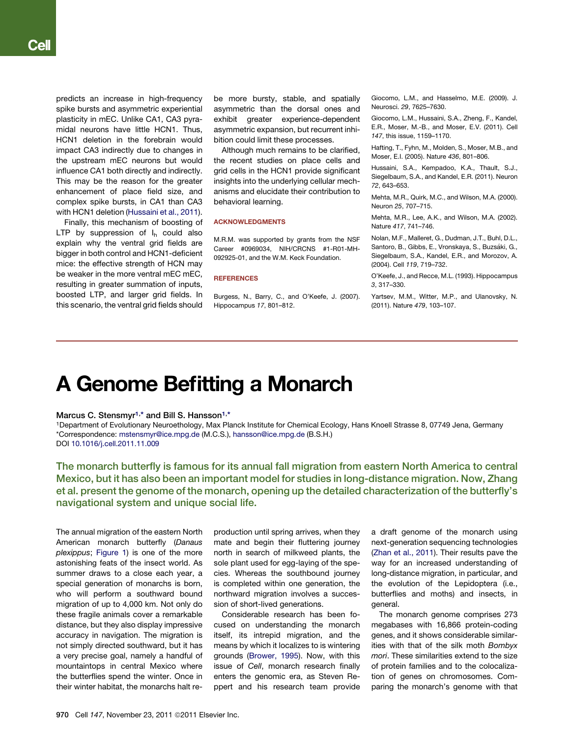predicts an increase in high-frequency spike bursts and asymmetric experiential plasticity in mEC. Unlike CA1, CA3 pyramidal neurons have little HCN1. Thus, HCN1 deletion in the forebrain would impact CA3 indirectly due to changes in the upstream mEC neurons but would influence CA1 both directly and indirectly. This may be the reason for the greater enhancement of place field size, and complex spike bursts, in CA1 than CA3 with HCN1 deletion (Hussaini et al., 2011).

Finally, this mechanism of boosting of LTP by suppression of $I_h$ could also explain why the ventral grid fields are bigger in both control and HCN1-deficient mice: the effective strength of HCN may be weaker in the more ventral mEC mEC, resulting in greater summation of inputs, boosted LTP, and larger grid fields. In this scenario, the ventral grid fields should be more bursty, stable, and spatially asymmetric than the dorsal ones and exhibit greater experience-dependent asymmetric expansion, but recurrent inhibition could limit these processes.

Although much remains to be clarified, the recent studies on place cells and grid cells in the HCN1 provide significant insights into the underlying cellular mechanisms and elucidate their contribution to behavioral learning.

## ACKNOWLEDGMENTS

M.R.M. was supported by grants from the NSF Career #0969034, NIH/CRCNS #1-R01-MH-092925-01, and the W.M. Keck Foundation.

## REFERENCES

Burgess, N., Barry, C., and O'Keefe, J. (2007). Hippocampus *17*, 801–812.

Giocomo, L.M., and Hasselmo, M.E. (2009). J. Neurosci. *29*, 7625–7630.

Giocomo, L.M., Hussaini, S.A., Zheng, F., Kandel, E.R., Moser, M.-B., and Moser, E.V. (2011). Cell *147*, this issue, 1159–1170.

Hafting, T., Fyhn, M., Molden, S., Moser, M.B., and Moser, E.I. (2005). Nature *436*, 801–806.

Hussaini, S.A., Kempadoo, K.A., Thault, S.J., Siegelbaum, S.A., and Kandel, E.R. (2011). Neuron *72*, 643–653.

Mehta, M.R., Quirk, M.C., and Wilson, M.A. (2000). Neuron *25*, 707–715.

Mehta, M.R., Lee, A.K., and Wilson, M.A. (2002). Nature *417*, 741–746.

Nolan, M.F., Malleret, G., Dudman, J.T., Buhl, D.L., Santoro, B., Gibbs, E., Vronskaya, S., Buzsáki, G., Siegelbaum, S.A., Kandel, E.R., and Morozov, A. (2004). Cell *119*, 719–732.

O'Keefe, J., and Recce, M.L. (1993). Hippocampus *3*, 317–330.

Yartsev, M.M., Witter, M.P., and Ulanovsky, N. (2011). Nature *479*, 103–107.

# A Genome Befitting a Monarch

**Marcus C. Stensmyr[1,*] and Bill S. Hansson[1,*]**

[1]Department of Evolutionary Neuroethology, Max Planck Institute for Chemical Ecology, Hans Knoell Strasse 8, 07749 Jena, Germany
*Correspondence: mstensmyr@ice.mpg.de (M.C.S.), hansson@ice.mpg.de (B.S.H.)
DOI 10.1016/j.cell.2011.11.009

**The monarch butterfly is famous for its annual fall migration from eastern North America to central Mexico, but it has also been an important model for studies in long-distance migration. Now, Zhang et al. present the genome of the monarch, opening up the detailed characterization of the butterfly's navigational system and unique social life.**

The annual migration of the eastern North American monarch butterfly (*Danaus plexippus*; Figure 1) is one of the most astonishing feats of the insect world. As summer draws to a close each year, a special generation of monarchs is born, who will perform a southward bound migration of up to 4,000 km. Not only do these fragile animals cover a remarkable distance, but they also display impressive accuracy in navigation. The migration is not simply directed southward, but it has a very precise goal, namely a handful of mountaintops in central Mexico where the butterflies spend the winter. Once in their winter habitat, the monarchs halt reproduction until spring arrives, when they mate and begin their fluttering journey north in search of milkweed plants, the sole plant used for egg-laying of the species. Whereas the southbound journey is completed within one generation, the northward migration involves a succession of short-lived generations.

Considerable research has been focused on understanding the monarch itself, its intrepid migration, and the means by which it localizes to is wintering grounds (Brower, 1995). Now, with this issue of *Cell*, monarch research finally enters the genomic era, as Steven Reppert and his research team provide a draft genome of the monarch using next-generation sequencing technologies (Zhan et al., 2011). Their results pave the way for an increased understanding of long-distance migration, in particular, and the evolution of the Lepidoptera (i.e., butterflies and moths) and insects, in general.

The monarch genome comprises 273 megabases with 16,866 protein-coding genes, and it shows considerable similarities with that of the silk moth *Bombyx mori*. These similarities extend to the size of protein families and to the colocalization of genes on chromosomes. Comparing the monarch's genome with that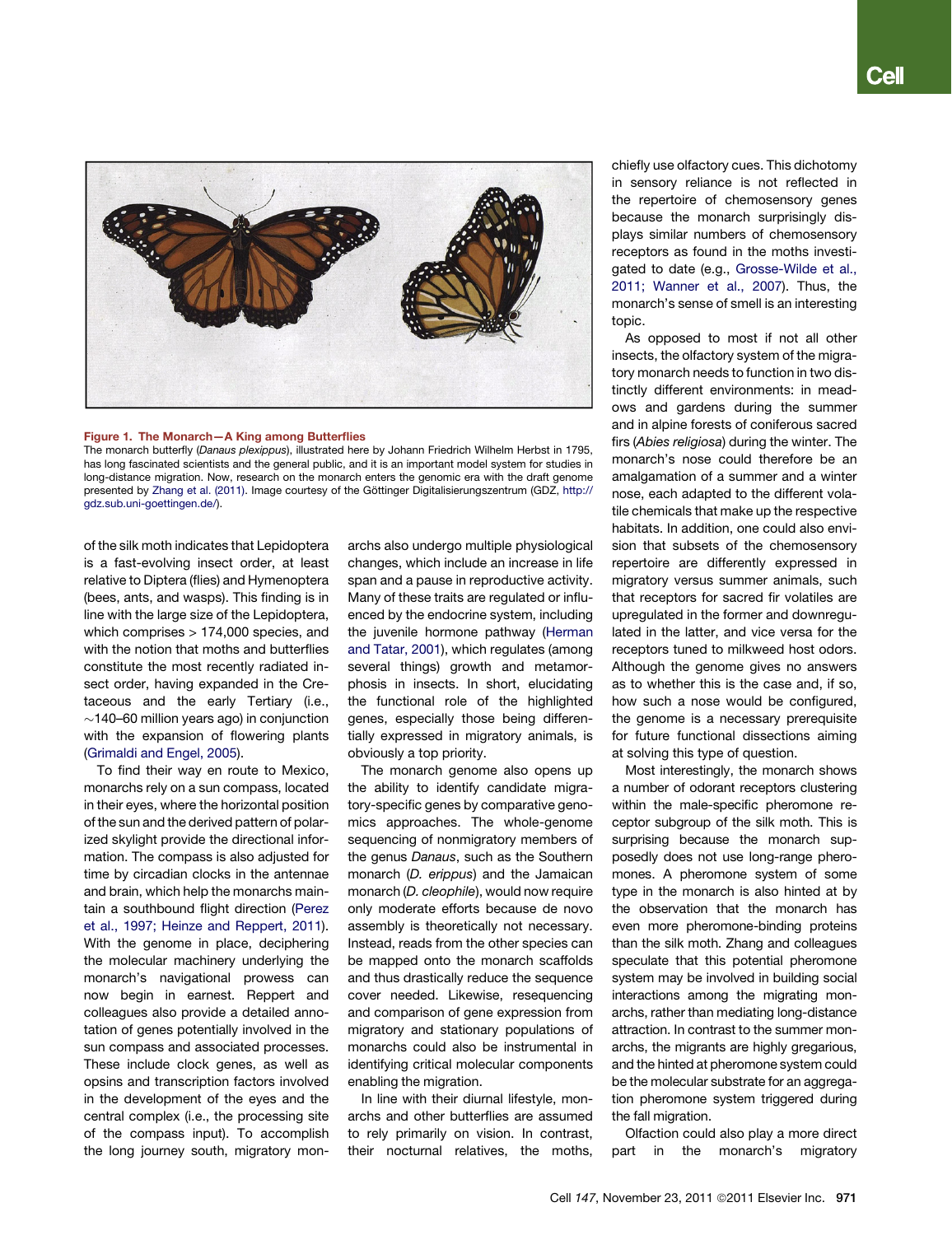**Figure 1. The Monarch—A King among Butterflies**

The monarch butterfly (*Danaus plexippus*), illustrated here by Johann Friedrich Wilhelm Herbst in 1795, has long fascinated scientists and the general public, and it is an important model system for studies in long-distance migration. Now, research on the monarch enters the genomic era with the draft genome presented by Zhang et al. (2011). Image courtesy of the Göttinger Digitalisierungszentrum (GDZ, http://gdz.sub.uni-goettingen.de/).

of the silk moth indicates that Lepidoptera is a fast-evolving insect order, at least relative to Diptera (flies) and Hymenoptera (bees, ants, and wasps). This finding is in line with the large size of the Lepidoptera, which comprises > 174,000 species, and with the notion that moths and butterflies constitute the most recently radiated insect order, having expanded in the Cretaceous and the early Tertiary (i.e., ~140–60 million years ago) in conjunction with the expansion of flowering plants (Grimaldi and Engel, 2005).

To find their way en route to Mexico, monarchs rely on a sun compass, located in their eyes, where the horizontal position of the sun and the derived pattern of polarized skylight provide the directional information. The compass is also adjusted for time by circadian clocks in the antennae and brain, which help the monarchs maintain a southbound flight direction (Perez et al., 1997; Heinze and Reppert, 2011). With the genome in place, deciphering the molecular machinery underlying the monarch's navigational prowess can now begin in earnest. Reppert and colleagues also provide a detailed annotation of genes potentially involved in the sun compass and associated processes. These include clock genes, as well as opsins and transcription factors involved in the development of the eyes and the central complex (i.e., the processing site of the compass input). To accomplish the long journey south, migratory monarchs also undergo multiple physiological changes, which include an increase in life span and a pause in reproductive activity. Many of these traits are regulated or influenced by the endocrine system, including the juvenile hormone pathway (Herman and Tatar, 2001), which regulates (among several things) growth and metamorphosis in insects. In short, elucidating the functional role of the highlighted genes, especially those being differentially expressed in migratory animals, is obviously a top priority.

The monarch genome also opens up the ability to identify candidate migratory-specific genes by comparative genomics approaches. The whole-genome sequencing of nonmigratory members of the genus *Danaus*, such as the Southern monarch (*D. erippus*) and the Jamaican monarch (*D. cleophile*), would now require only moderate efforts because de novo assembly is theoretically not necessary. Instead, reads from the other species can be mapped onto the monarch scaffolds and thus drastically reduce the sequence cover needed. Likewise, resequencing and comparison of gene expression from migratory and stationary populations of monarchs could also be instrumental in identifying critical molecular components enabling the migration.

In line with their diurnal lifestyle, monarchs and other butterflies are assumed to rely primarily on vision. In contrast, their nocturnal relatives, the moths, chiefly use olfactory cues. This dichotomy in sensory reliance is not reflected in the repertoire of chemosensory genes because the monarch surprisingly displays similar numbers of chemosensory receptors as found in the moths investigated to date (e.g., Grosse-Wilde et al., 2011; Wanner et al., 2007). Thus, the monarch's sense of smell is an interesting topic.

As opposed to most if not all other insects, the olfactory system of the migratory monarch needs to function in two distinctly different environments: in meadows and gardens during the summer and in alpine forests of coniferous sacred firs (*Abies religiosa*) during the winter. The monarch's nose could therefore be an amalgamation of a summer and a winter nose, each adapted to the different volatile chemicals that make up the respective habitats. In addition, one could also envision that subsets of the chemosensory repertoire are differently expressed in migratory versus summer animals, such that receptors for sacred fir volatiles are upregulated in the former and downregulated in the latter, and vice versa for the receptors tuned to milkweed host odors. Although the genome gives no answers as to whether this is the case and, if so, how such a nose would be configured, the genome is a necessary prerequisite for future functional dissections aiming at solving this type of question.

Most interestingly, the monarch shows a number of odorant receptors clustering within the male-specific pheromone receptor subgroup of the silk moth. This is surprising because the monarch supposedly does not use long-range pheromones. A pheromone system of some type in the monarch is also hinted at by the observation that the monarch has even more pheromone-binding proteins than the silk moth. Zhang and colleagues speculate that this potential pheromone system may be involved in building social interactions among the migrating monarchs, rather than mediating long-distance attraction. In contrast to the summer monarchs, the migrants are highly gregarious, and the hinted at pheromone system could be the molecular substrate for an aggregation pheromone system triggered during the fall migration.

Olfaction could also play a more direct part in the monarch's migratory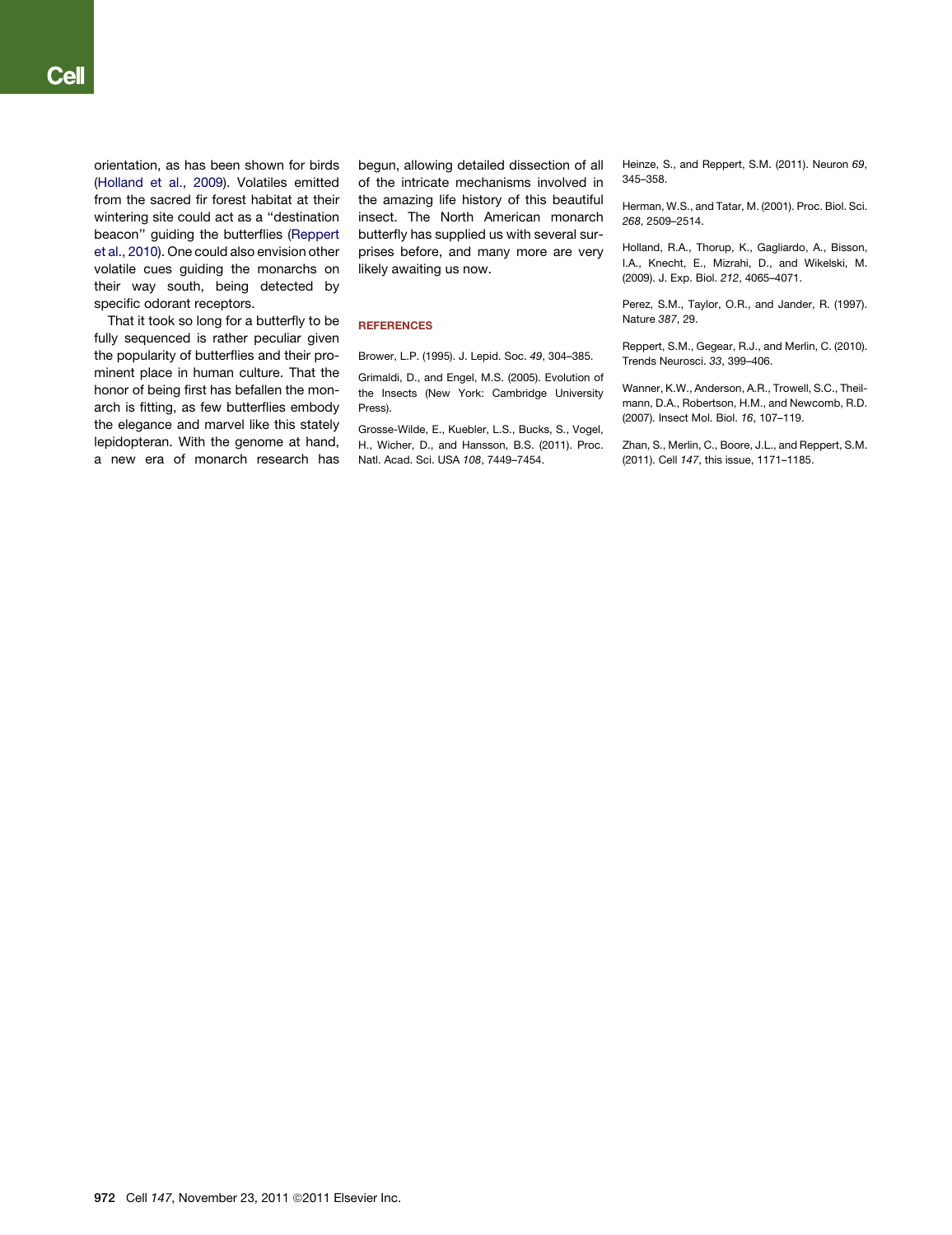orientation, as has been shown for birds (Holland et al., 2009). Volatiles emitted from the sacred fir forest habitat at their wintering site could act as a ''destination beacon'' guiding the butterflies (Reppert et al., 2010). One could also envision other volatile cues guiding the monarchs on their way south, being detected by specific odorant receptors.

That it took so long for a butterfly to be fully sequenced is rather peculiar given the popularity of butterflies and their prominent place in human culture. That the honor of being first has befallen the monarch is fitting, as few butterflies embody the elegance and marvel like this stately lepidopteran. With the genome at hand, a new era of monarch research has begun, allowing detailed dissection of all of the intricate mechanisms involved in the amazing life history of this beautiful insect. The North American monarch butterfly has supplied us with several surprises before, and many more are very likely awaiting us now.

## REFERENCES

Brower, L.P. (1995). J. Lepid. Soc. *49*, 304–385.

Grimaldi, D., and Engel, M.S. (2005). Evolution of the Insects (New York: Cambridge University Press).

Grosse-Wilde, E., Kuebler, L.S., Bucks, S., Vogel, H., Wicher, D., and Hansson, B.S. (2011). Proc. Natl. Acad. Sci. USA *108*, 7449–7454.

Heinze, S., and Reppert, S.M. (2011). Neuron *69*, 345–358.

Herman, W.S., and Tatar, M. (2001). Proc. Biol. Sci. *268*, 2509–2514.

Holland, R.A., Thorup, K., Gagliardo, A., Bisson, I.A., Knecht, E., Mizrahi, D., and Wikelski, M. (2009). J. Exp. Biol. *212*, 4065–4071.

Perez, S.M., Taylor, O.R., and Jander, R. (1997). Nature *387*, 29.

Reppert, S.M., Gegear, R.J., and Merlin, C. (2010). Trends Neurosci. *33*, 399–406.

Wanner, K.W., Anderson, A.R., Trowell, S.C., Theilmann, D.A., Robertson, H.M., and Newcomb, R.D. (2007). Insect Mol. Biol. *16*, 107–119.

Zhan, S., Merlin, C., Boore, J.L., and Reppert, S.M. (2011). Cell *147*, this issue, 1171–1185.